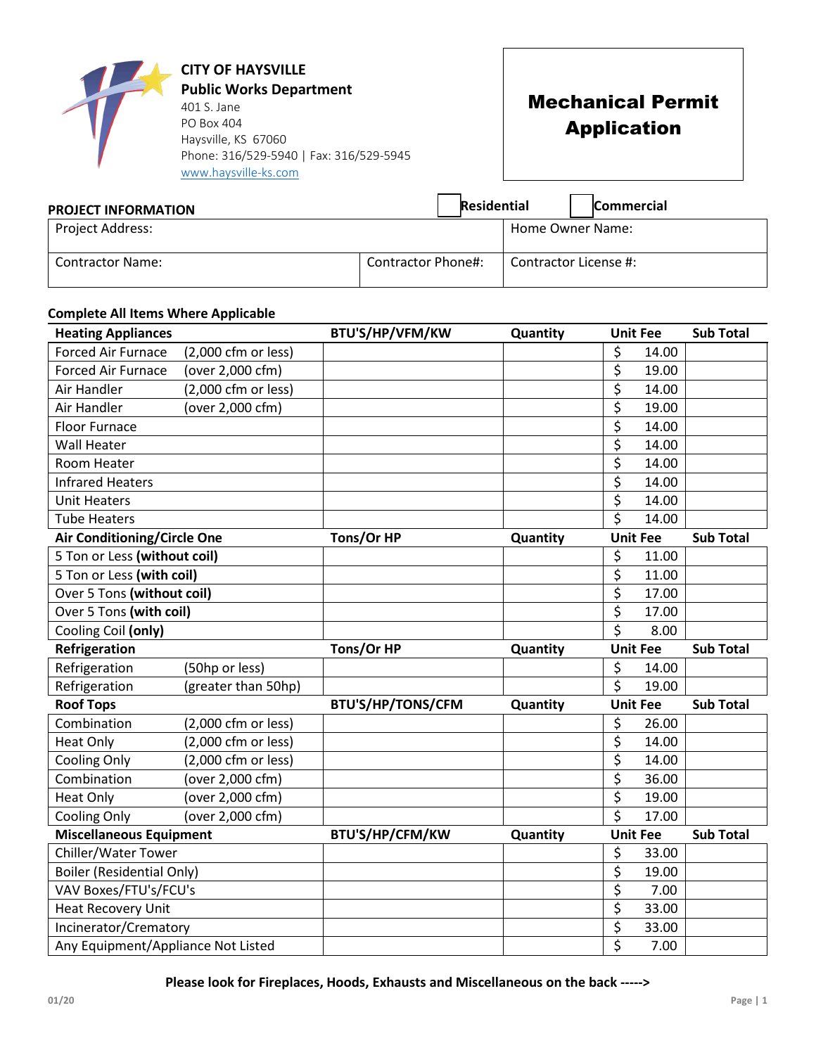**CITY OF HAYSVILLE**
**Public Works Department**
401 S. Jane
PO Box 404
Haysville, KS 67060
Phone: 316/529-5940 | Fax: 316/529-5945
www.haysville-ks.com

# Mechanical Permit Application

**PROJECT INFORMATION** ☐ **Residential** ☐ **Commercial**

| Project Address: | | Home Owner Name: |
|---|---|---|
| Contractor Name: | Contractor Phone#: | Contractor License #: |

**Complete All Items Where Applicable**

| **Heating Appliances** | | **BTU'S/HP/VFM/KW** | **Quantity** | **Unit Fee** | **Sub Total** |
|---|---|---|---|---|---|
| Forced Air Furnace | (2,000 cfm or less) | | | $ 14.00 | |
| Forced Air Furnace | (over 2,000 cfm) | | | $ 19.00 | |
| Air Handler | (2,000 cfm or less) | | | $ 14.00 | |
| Air Handler | (over 2,000 cfm) | | | $ 19.00 | |
| Floor Furnace | | | | $ 14.00 | |
| Wall Heater | | | | $ 14.00 | |
| Room Heater | | | | $ 14.00 | |
| Infrared Heaters | | | | $ 14.00 | |
| Unit Heaters | | | | $ 14.00 | |
| Tube Heaters | | | | $ 14.00 | |
| **Air Conditioning/Circle One** | | **Tons/Or HP** | **Quantity** | **Unit Fee** | **Sub Total** |
| 5 Ton or Less **(without coil)** | | | | $ 11.00 | |
| 5 Ton or Less **(with coil)** | | | | $ 11.00 | |
| Over 5 Tons **(without coil)** | | | | $ 17.00 | |
| Over 5 Tons **(with coil)** | | | | $ 17.00 | |
| Cooling Coil **(only)** | | | | $ 8.00 | |
| **Refrigeration** | | **Tons/Or HP** | **Quantity** | **Unit Fee** | **Sub Total** |
| Refrigeration | (50hp or less) | | | $ 14.00 | |
| Refrigeration | (greater than 50hp) | | | $ 19.00 | |
| **Roof Tops** | | **BTU'S/HP/TONS/CFM** | **Quantity** | **Unit Fee** | **Sub Total** |
| Combination | (2,000 cfm or less) | | | $ 26.00 | |
| Heat Only | (2,000 cfm or less) | | | $ 14.00 | |
| Cooling Only | (2,000 cfm or less) | | | $ 14.00 | |
| Combination | (over 2,000 cfm) | | | $ 36.00 | |
| Heat Only | (over 2,000 cfm) | | | $ 19.00 | |
| Cooling Only | (over 2,000 cfm) | | | $ 17.00 | |
| **Miscellaneous Equipment** | | **BTU'S/HP/CFM/KW** | **Quantity** | **Unit Fee** | **Sub Total** |
| Chiller/Water Tower | | | | $ 33.00 | |
| Boiler (Residential Only) | | | | $ 19.00 | |
| VAV Boxes/FTU's/FCU's | | | | $ 7.00 | |
| Heat Recovery Unit | | | | $ 33.00 | |
| Incinerator/Crematory | | | | $ 33.00 | |
| Any Equipment/Appliance Not Listed | | | | $ 7.00 | |

**Please look for Fireplaces, Hoods, Exhausts and Miscellaneous on the back ----->**

01/20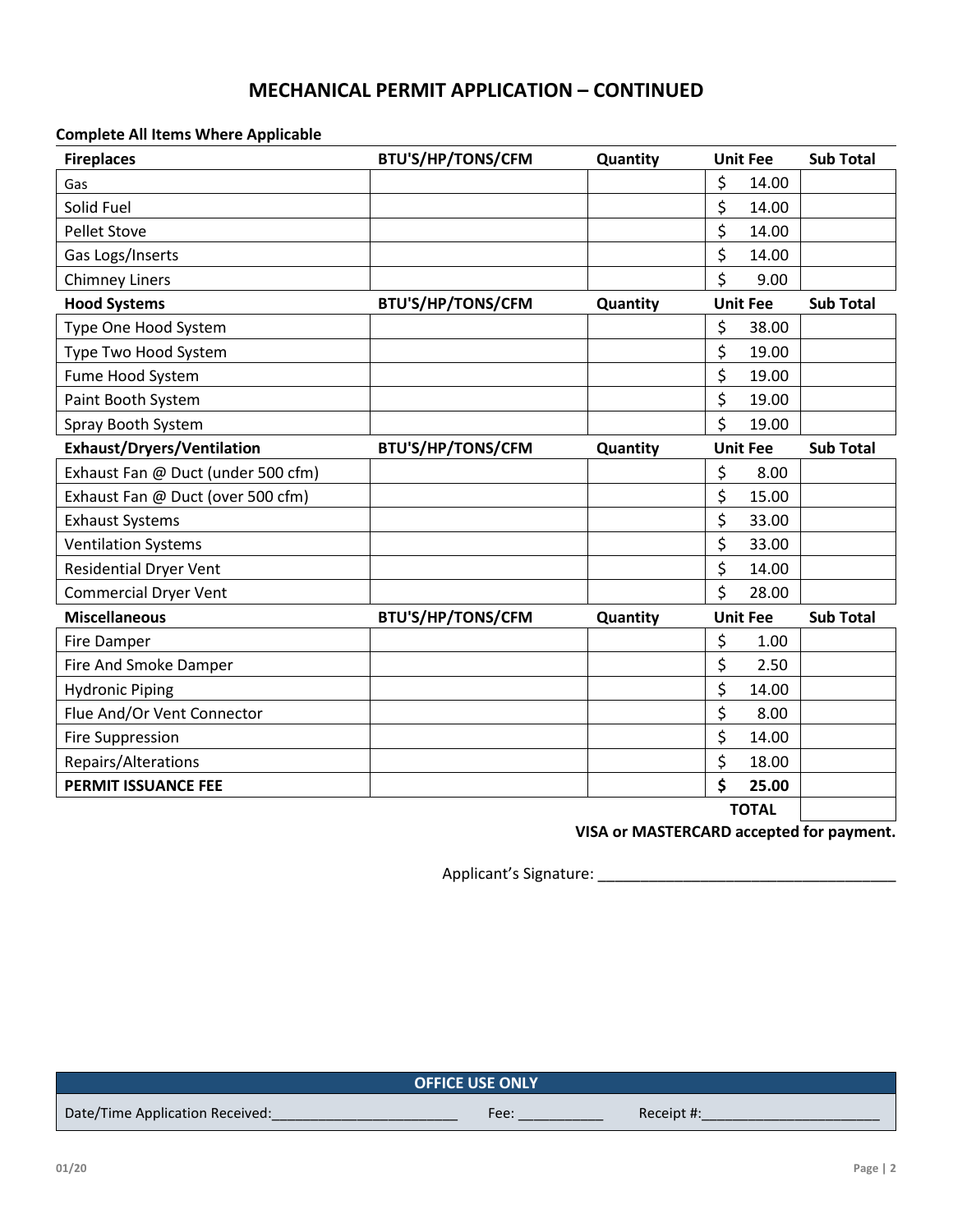# MECHANICAL PERMIT APPLICATION – CONTINUED

**Complete All Items Where Applicable**

| Fireplaces | BTU'S/HP/TONS/CFM | Quantity | Unit Fee | Sub Total |
|---|---|---|---|---|
| Gas | | | $ 14.00 | |
| Solid Fuel | | | $ 14.00 | |
| Pellet Stove | | | $ 14.00 | |
| Gas Logs/Inserts | | | $ 14.00 | |
| Chimney Liners | | | $ 9.00 | |
| **Hood Systems** | **BTU'S/HP/TONS/CFM** | **Quantity** | **Unit Fee** | **Sub Total** |
| Type One Hood System | | | $ 38.00 | |
| Type Two Hood System | | | $ 19.00 | |
| Fume Hood System | | | $ 19.00 | |
| Paint Booth System | | | $ 19.00 | |
| Spray Booth System | | | $ 19.00 | |
| **Exhaust/Dryers/Ventilation** | **BTU'S/HP/TONS/CFM** | **Quantity** | **Unit Fee** | **Sub Total** |
| Exhaust Fan @ Duct (under 500 cfm) | | | $ 8.00 | |
| Exhaust Fan @ Duct (over 500 cfm) | | | $ 15.00 | |
| Exhaust Systems | | | $ 33.00 | |
| Ventilation Systems | | | $ 33.00 | |
| Residential Dryer Vent | | | $ 14.00 | |
| Commercial Dryer Vent | | | $ 28.00 | |
| **Miscellaneous** | **BTU'S/HP/TONS/CFM** | **Quantity** | **Unit Fee** | **Sub Total** |
| Fire Damper | | | $ 1.00 | |
| Fire And Smoke Damper | | | $ 2.50 | |
| Hydronic Piping | | | $ 14.00 | |
| Flue And/Or Vent Connector | | | $ 8.00 | |
| Fire Suppression | | | $ 14.00 | |
| Repairs/Alterations | | | $ 18.00 | |
| **PERMIT ISSUANCE FEE** | | | **$ 25.00** | |
| | | | **TOTAL** | |

**VISA or MASTERCARD accepted for payment.**

Applicant's Signature: ___________________________________

| OFFICE USE ONLY | | |
|---|---|---|
| Date/Time Application Received:_______________________ | Fee: __________ | Receipt #:______________________ |

01/20